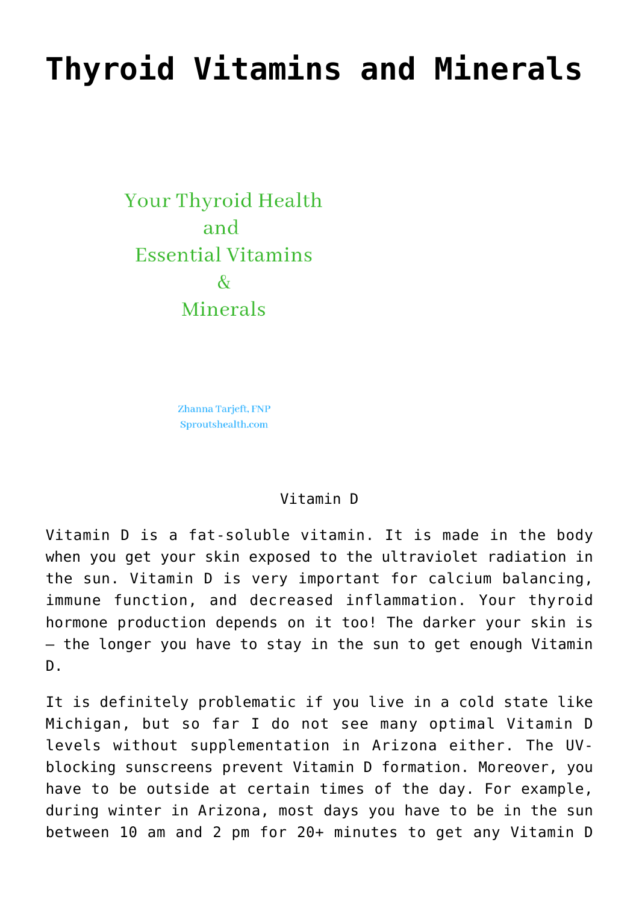# Thyroid Vitamins and Minerals

Your Thyroid Health
and
Essential Vitamins
&
Minerals

Zhanna Tarjeft, FNP
Sproutshealth.com

Vitamin D

Vitamin D is a fat-soluble vitamin. It is made in the body when you get your skin exposed to the ultraviolet radiation in the sun. Vitamin D is very important for calcium balancing, immune function, and decreased inflammation. Your thyroid hormone production depends on it too! The darker your skin is – the longer you have to stay in the sun to get enough Vitamin D.

It is definitely problematic if you live in a cold state like Michigan, but so far I do not see many optimal Vitamin D levels without supplementation in Arizona either. The UV-blocking sunscreens prevent Vitamin D formation. Moreover, you have to be outside at certain times of the day. For example, during winter in Arizona, most days you have to be in the sun between 10 am and 2 pm for 20+ minutes to get any Vitamin D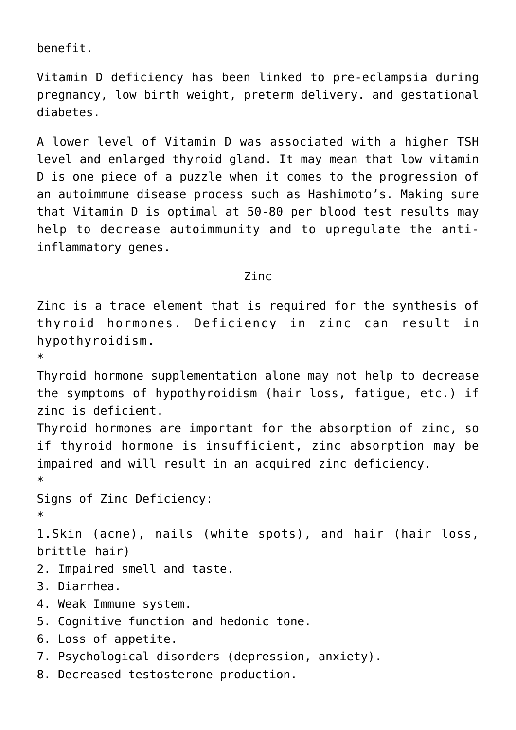benefit.

Vitamin D deficiency has been linked to pre-eclampsia during pregnancy, low birth weight, preterm delivery. and gestational diabetes.

A lower level of Vitamin D was associated with a higher TSH level and enlarged thyroid gland. It may mean that low vitamin D is one piece of a puzzle when it comes to the progression of an autoimmune disease process such as Hashimoto's. Making sure that Vitamin D is optimal at 50-80 per blood test results may help to decrease autoimmunity and to upregulate the anti-inflammatory genes.

## Zinc

Zinc is a trace element that is required for the synthesis of thyroid hormones. Deficiency in zinc can result in hypothyroidism.

*

Thyroid hormone supplementation alone may not help to decrease the symptoms of hypothyroidism (hair loss, fatigue, etc.) if zinc is deficient.

Thyroid hormones are important for the absorption of zinc, so if thyroid hormone is insufficient, zinc absorption may be impaired and will result in an acquired zinc deficiency.

*

Signs of Zinc Deficiency:

*

1. Skin (acne), nails (white spots), and hair (hair loss, brittle hair)
2. Impaired smell and taste.
3. Diarrhea.
4. Weak Immune system.
5. Cognitive function and hedonic tone.
6. Loss of appetite.
7. Psychological disorders (depression, anxiety).
8. Decreased testosterone production.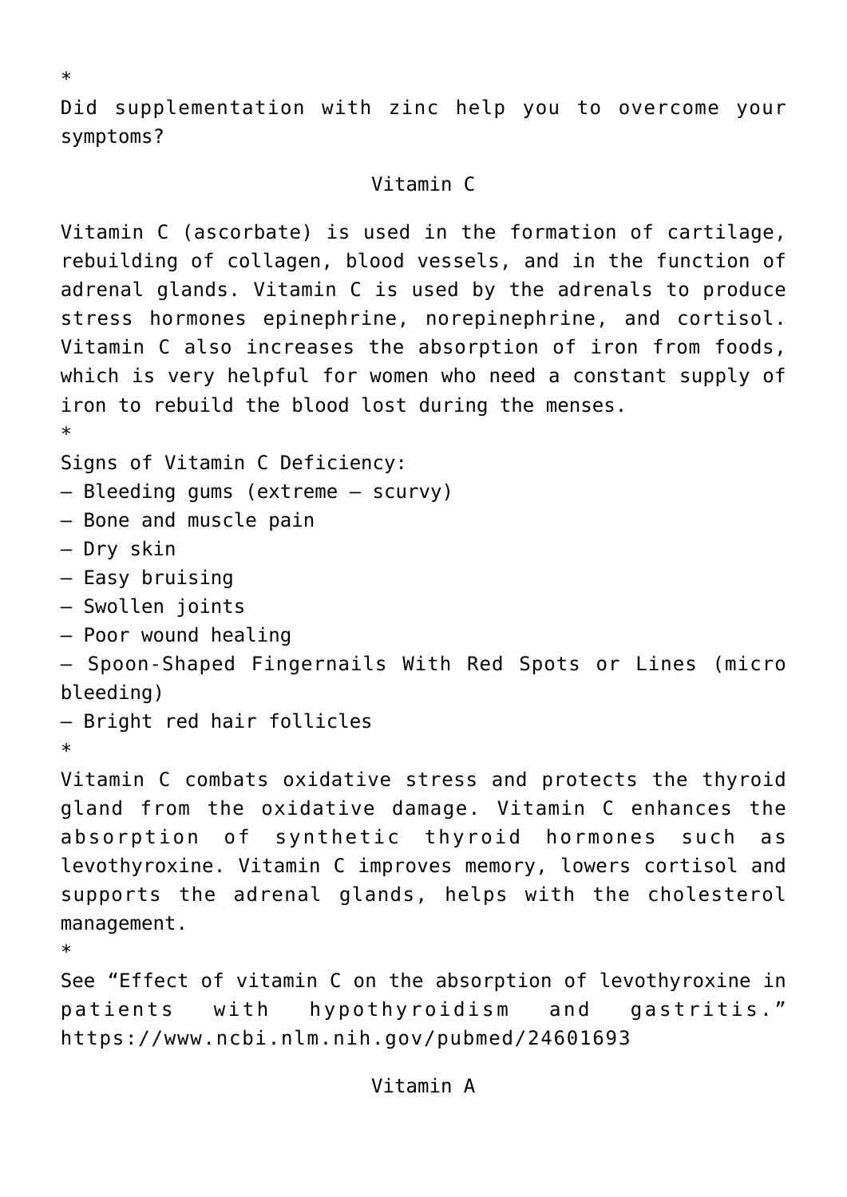*

Did supplementation with zinc help you to overcome your symptoms?

## Vitamin C

Vitamin C (ascorbate) is used in the formation of cartilage, rebuilding of collagen, blood vessels, and in the function of adrenal glands. Vitamin C is used by the adrenals to produce stress hormones epinephrine, norepinephrine, and cortisol. Vitamin C also increases the absorption of iron from foods, which is very helpful for women who need a constant supply of iron to rebuild the blood lost during the menses.

*

Signs of Vitamin C Deficiency:

– Bleeding gums (extreme – scurvy)
– Bone and muscle pain
– Dry skin
– Easy bruising
– Swollen joints
– Poor wound healing
– Spoon-Shaped Fingernails With Red Spots or Lines (micro bleeding)
– Bright red hair follicles

*

Vitamin C combats oxidative stress and protects the thyroid gland from the oxidative damage. Vitamin C enhances the absorption of synthetic thyroid hormones such as levothyroxine. Vitamin C improves memory, lowers cortisol and supports the adrenal glands, helps with the cholesterol management.

*

See "Effect of vitamin C on the absorption of levothyroxine in patients with hypothyroidism and gastritis." https://www.ncbi.nlm.nih.gov/pubmed/24601693

## Vitamin A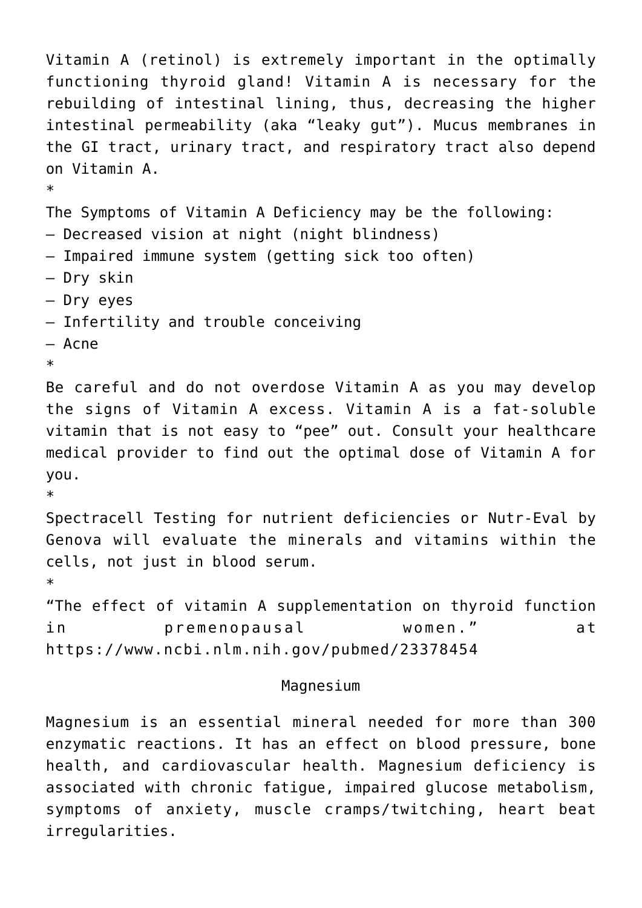Vitamin A (retinol) is extremely important in the optimally functioning thyroid gland! Vitamin A is necessary for the rebuilding of intestinal lining, thus, decreasing the higher intestinal permeability (aka "leaky gut"). Mucus membranes in the GI tract, urinary tract, and respiratory tract also depend on Vitamin A.

*

The Symptoms of Vitamin A Deficiency may be the following:

– Decreased vision at night (night blindness)
– Impaired immune system (getting sick too often)
– Dry skin
– Dry eyes
– Infertility and trouble conceiving
– Acne

*

Be careful and do not overdose Vitamin A as you may develop the signs of Vitamin A excess. Vitamin A is a fat-soluble vitamin that is not easy to "pee" out. Consult your healthcare medical provider to find out the optimal dose of Vitamin A for you.

*

Spectracell Testing for nutrient deficiencies or Nutr-Eval by Genova will evaluate the minerals and vitamins within the cells, not just in blood serum.

*

"The effect of vitamin A supplementation on thyroid function in premenopausal women." at https://www.ncbi.nlm.nih.gov/pubmed/23378454

## Magnesium

Magnesium is an essential mineral needed for more than 300 enzymatic reactions. It has an effect on blood pressure, bone health, and cardiovascular health. Magnesium deficiency is associated with chronic fatigue, impaired glucose metabolism, symptoms of anxiety, muscle cramps/twitching, heart beat irregularities.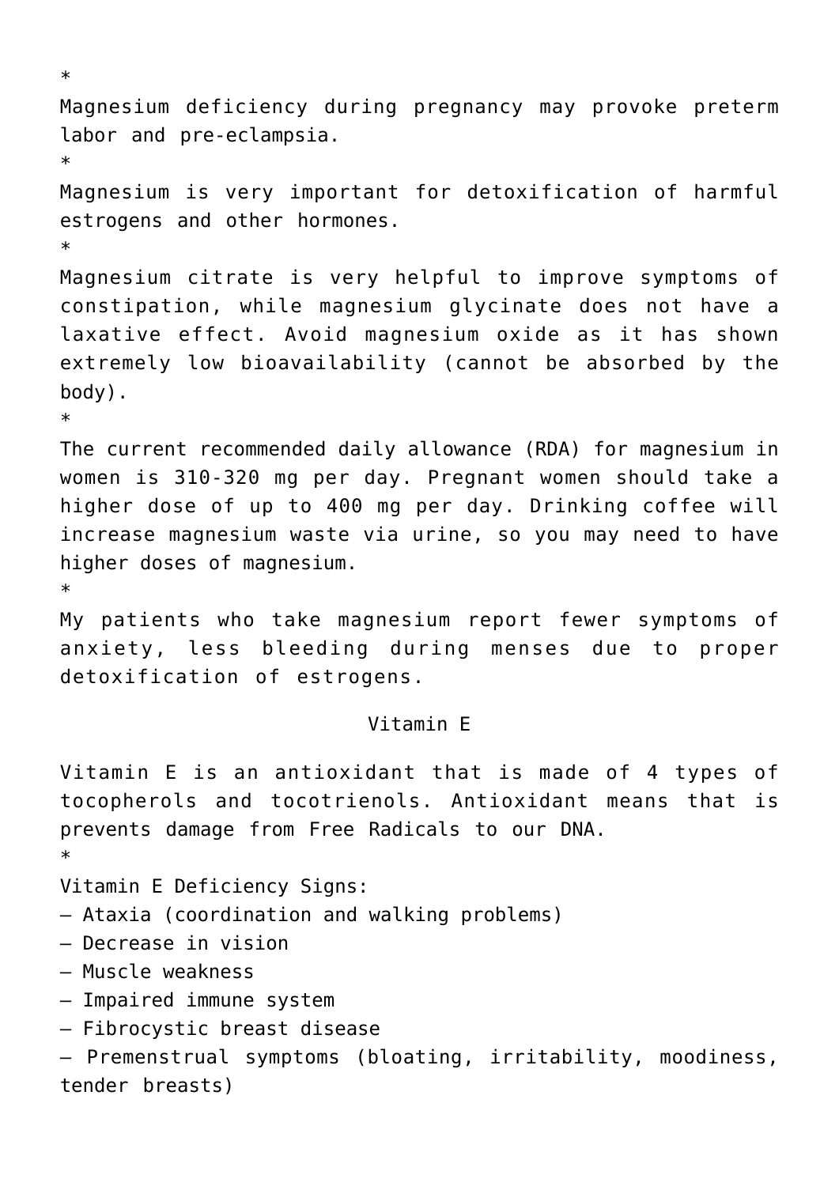*

Magnesium deficiency during pregnancy may provoke preterm labor and pre-eclampsia.

*

Magnesium is very important for detoxification of harmful estrogens and other hormones.

*

Magnesium citrate is very helpful to improve symptoms of constipation, while magnesium glycinate does not have a laxative effect. Avoid magnesium oxide as it has shown extremely low bioavailability (cannot be absorbed by the body).

*

The current recommended daily allowance (RDA) for magnesium in women is 310-320 mg per day. Pregnant women should take a higher dose of up to 400 mg per day. Drinking coffee will increase magnesium waste via urine, so you may need to have higher doses of magnesium.

*

My patients who take magnesium report fewer symptoms of anxiety, less bleeding during menses due to proper detoxification of estrogens.

## Vitamin E

Vitamin E is an antioxidant that is made of 4 types of tocopherols and tocotrienols. Antioxidant means that is prevents damage from Free Radicals to our DNA.

*

Vitamin E Deficiency Signs:

– Ataxia (coordination and walking problems)
– Decrease in vision
– Muscle weakness
– Impaired immune system
– Fibrocystic breast disease
– Premenstrual symptoms (bloating, irritability, moodiness, tender breasts)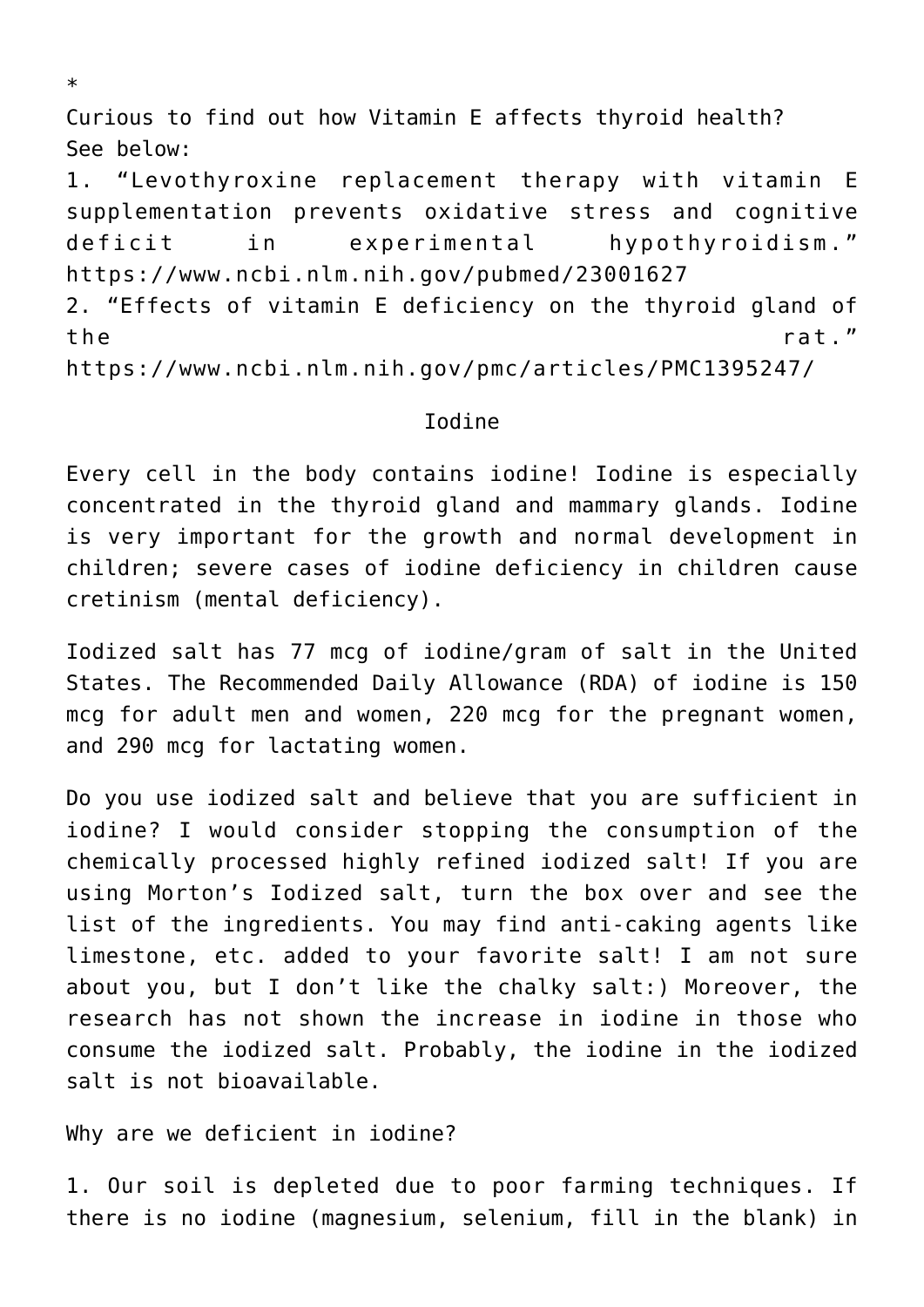*

Curious to find out how Vitamin E affects thyroid health? See below:

1. "Levothyroxine replacement therapy with vitamin E supplementation prevents oxidative stress and cognitive deficit in experimental hypothyroidism." https://www.ncbi.nlm.nih.gov/pubmed/23001627
2. "Effects of vitamin E deficiency on the thyroid gland of the rat." https://www.ncbi.nlm.nih.gov/pmc/articles/PMC1395247/

## Iodine

Every cell in the body contains iodine! Iodine is especially concentrated in the thyroid gland and mammary glands. Iodine is very important for the growth and normal development in children; severe cases of iodine deficiency in children cause cretinism (mental deficiency).

Iodized salt has 77 mcg of iodine/gram of salt in the United States. The Recommended Daily Allowance (RDA) of iodine is 150 mcg for adult men and women, 220 mcg for the pregnant women, and 290 mcg for lactating women.

Do you use iodized salt and believe that you are sufficient in iodine? I would consider stopping the consumption of the chemically processed highly refined iodized salt! If you are using Morton's Iodized salt, turn the box over and see the list of the ingredients. You may find anti-caking agents like limestone, etc. added to your favorite salt! I am not sure about you, but I don't like the chalky salt:) Moreover, the research has not shown the increase in iodine in those who consume the iodized salt. Probably, the iodine in the iodized salt is not bioavailable.

Why are we deficient in iodine?

1. Our soil is depleted due to poor farming techniques. If there is no iodine (magnesium, selenium, fill in the blank) in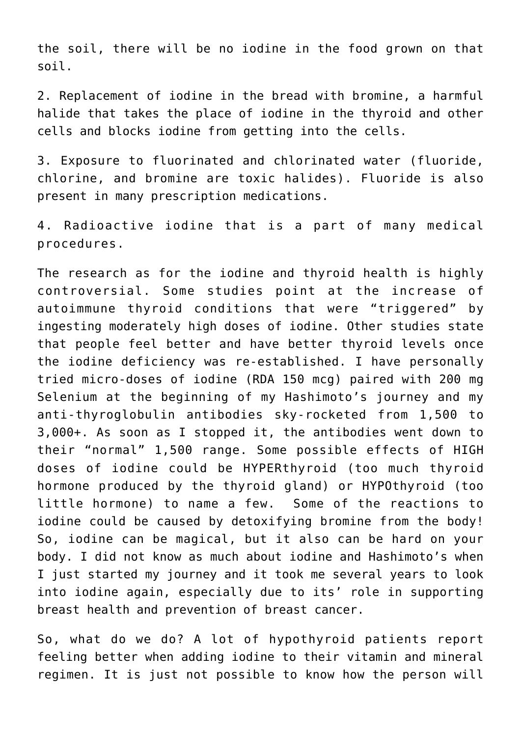the soil, there will be no iodine in the food grown on that soil.

2. Replacement of iodine in the bread with bromine, a harmful halide that takes the place of iodine in the thyroid and other cells and blocks iodine from getting into the cells.

3. Exposure to fluorinated and chlorinated water (fluoride, chlorine, and bromine are toxic halides). Fluoride is also present in many prescription medications.

4. Radioactive iodine that is a part of many medical procedures.

The research as for the iodine and thyroid health is highly controversial. Some studies point at the increase of autoimmune thyroid conditions that were “triggered” by ingesting moderately high doses of iodine. Other studies state that people feel better and have better thyroid levels once the iodine deficiency was re-established. I have personally tried micro-doses of iodine (RDA 150 mcg) paired with 200 mg Selenium at the beginning of my Hashimoto’s journey and my anti-thyroglobulin antibodies sky-rocketed from 1,500 to 3,000+. As soon as I stopped it, the antibodies went down to their “normal” 1,500 range. Some possible effects of HIGH doses of iodine could be HYPERthyroid (too much thyroid hormone produced by the thyroid gland) or HYPOthyroid (too little hormone) to name a few. Some of the reactions to iodine could be caused by detoxifying bromine from the body! So, iodine can be magical, but it also can be hard on your body. I did not know as much about iodine and Hashimoto’s when I just started my journey and it took me several years to look into iodine again, especially due to its’ role in supporting breast health and prevention of breast cancer.

So, what do we do? A lot of hypothyroid patients report feeling better when adding iodine to their vitamin and mineral regimen. It is just not possible to know how the person will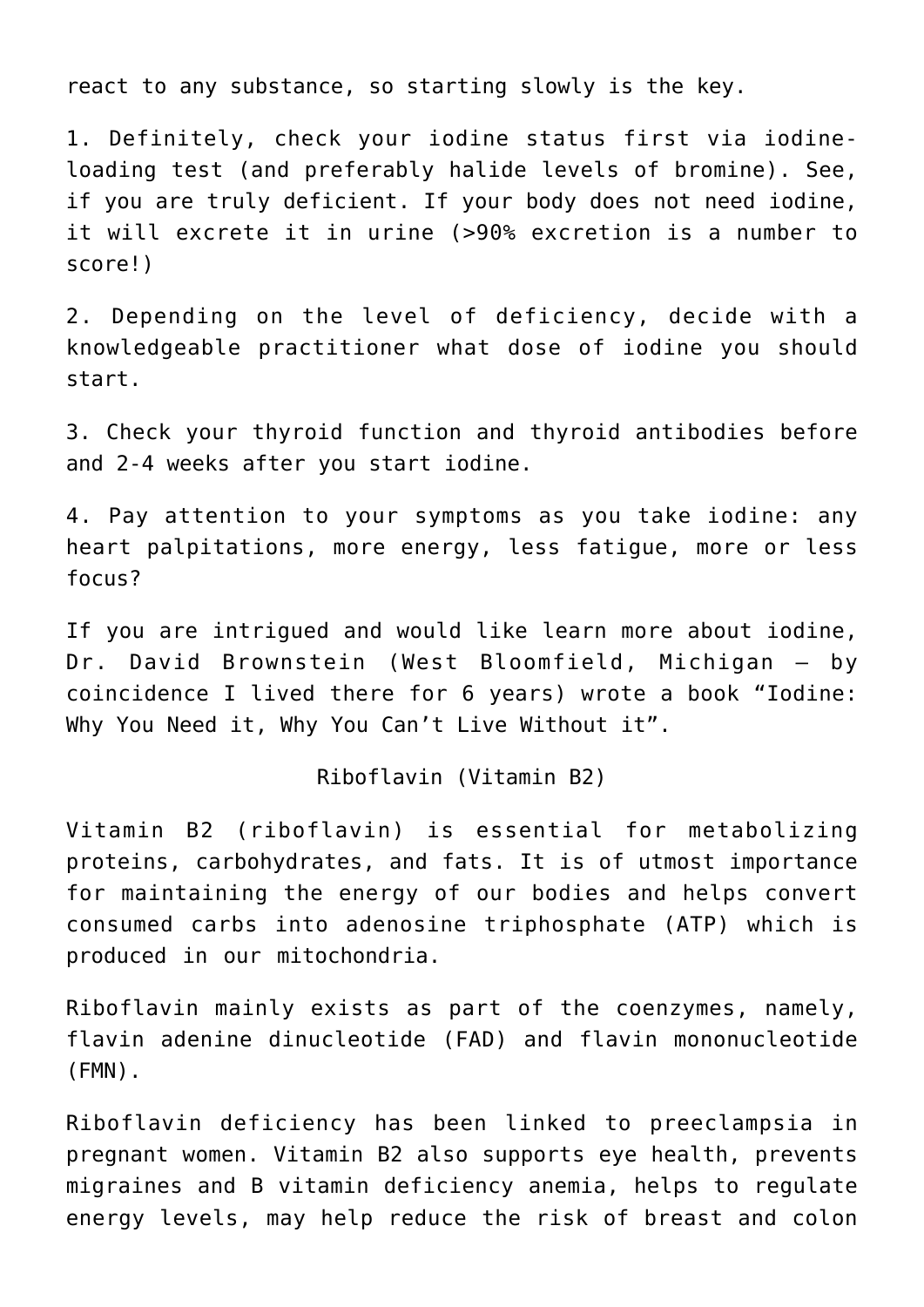react to any substance, so starting slowly is the key.

1. Definitely, check your iodine status first via iodine-loading test (and preferably halide levels of bromine). See, if you are truly deficient. If your body does not need iodine, it will excrete it in urine (>90% excretion is a number to score!)

2. Depending on the level of deficiency, decide with a knowledgeable practitioner what dose of iodine you should start.

3. Check your thyroid function and thyroid antibodies before and 2-4 weeks after you start iodine.

4. Pay attention to your symptoms as you take iodine: any heart palpitations, more energy, less fatigue, more or less focus?

If you are intrigued and would like learn more about iodine, Dr. David Brownstein (West Bloomfield, Michigan – by coincidence I lived there for 6 years) wrote a book "Iodine: Why You Need it, Why You Can't Live Without it".

## Riboflavin (Vitamin B2)

Vitamin B2 (riboflavin) is essential for metabolizing proteins, carbohydrates, and fats. It is of utmost importance for maintaining the energy of our bodies and helps convert consumed carbs into adenosine triphosphate (ATP) which is produced in our mitochondria.

Riboflavin mainly exists as part of the coenzymes, namely, flavin adenine dinucleotide (FAD) and flavin mononucleotide (FMN).

Riboflavin deficiency has been linked to preeclampsia in pregnant women. Vitamin B2 also supports eye health, prevents migraines and B vitamin deficiency anemia, helps to regulate energy levels, may help reduce the risk of breast and colon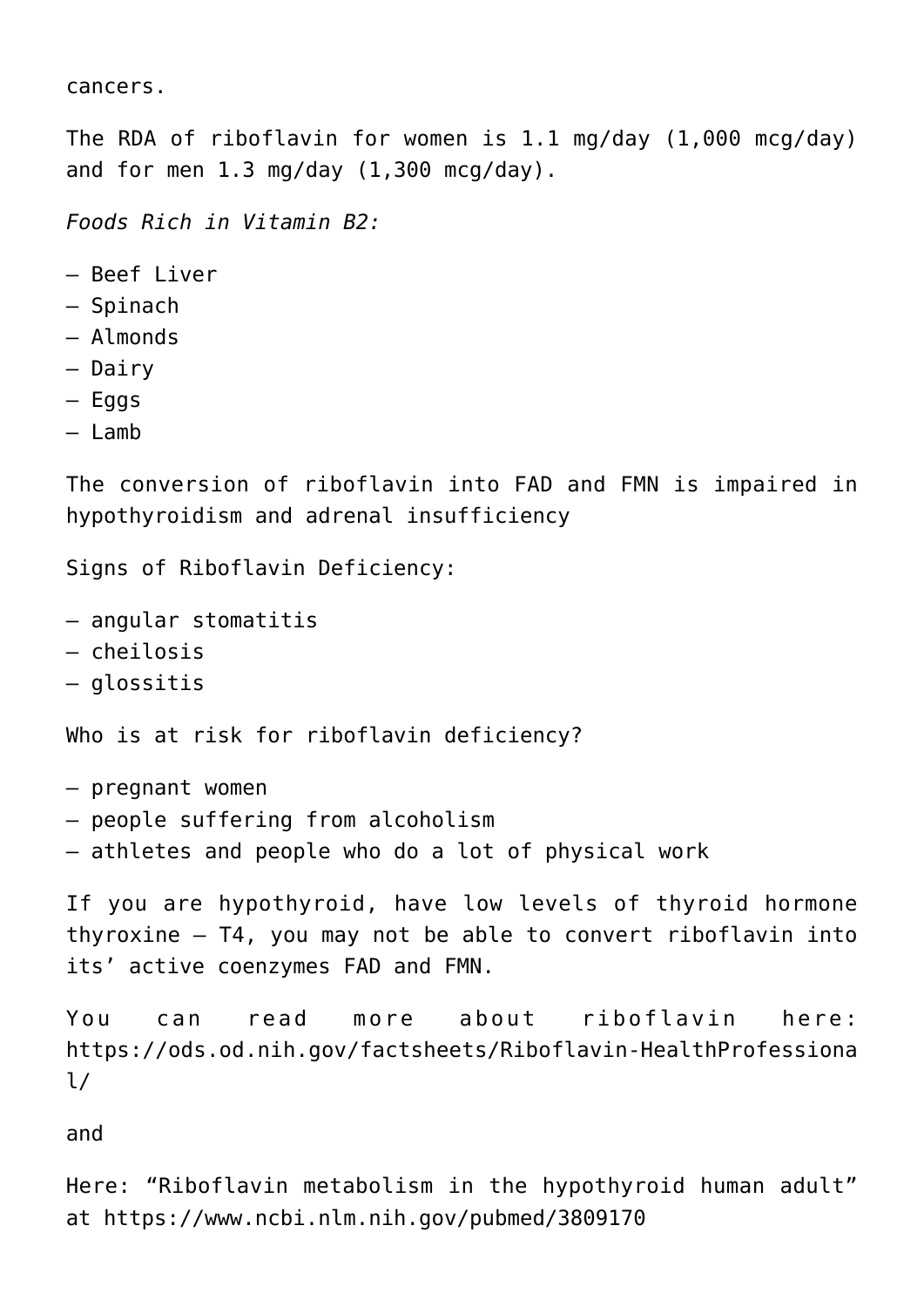cancers.

The RDA of riboflavin for women is 1.1 mg/day (1,000 mcg/day) and for men 1.3 mg/day (1,300 mcg/day).

*Foods Rich in Vitamin B2:*

– Beef Liver
– Spinach
– Almonds
– Dairy
– Eggs
– Lamb

The conversion of riboflavin into FAD and FMN is impaired in hypothyroidism and adrenal insufficiency

Signs of Riboflavin Deficiency:

– angular stomatitis
– cheilosis
– glossitis

Who is at risk for riboflavin deficiency?

– pregnant women
– people suffering from alcoholism
– athletes and people who do a lot of physical work

If you are hypothyroid, have low levels of thyroid hormone thyroxine – T4, you may not be able to convert riboflavin into its' active coenzymes FAD and FMN.

You can read more about riboflavin here: https://ods.od.nih.gov/factsheets/Riboflavin-HealthProfessional/

and

Here: "Riboflavin metabolism in the hypothyroid human adult" at https://www.ncbi.nlm.nih.gov/pubmed/3809170